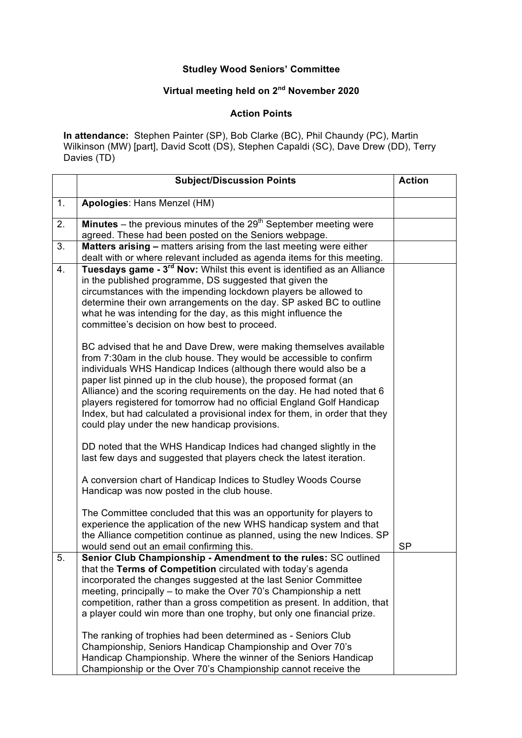**Studley Wood Seniors' Committee**

**Virtual meeting held on 2nd November 2020**

**Action Points**

**In attendance:** Stephen Painter (SP), Bob Clarke (BC), Phil Chaundy (PC), Martin Wilkinson (MW) [part], David Scott (DS), Stephen Capaldi (SC), Dave Drew (DD), Terry Davies (TD)

| | Subject/Discussion Points | Action |
|---|---|---|
| 1. | **Apologies**: Hans Menzel (HM) | |
| 2. | **Minutes** – the previous minutes of the 29th September meeting were agreed. These had been posted on the Seniors webpage. | |
| 3. | **Matters arising –** matters arising from the last meeting were either dealt with or where relevant included as agenda items for this meeting. | |
| 4. | **Tuesdays game - 3rd Nov:** Whilst this event is identified as an Alliance in the published programme, DS suggested that given the circumstances with the impending lockdown players be allowed to determine their own arrangements on the day. SP asked BC to outline what he was intending for the day, as this might influence the committee's decision on how best to proceed.<br><br>BC advised that he and Dave Drew, were making themselves available from 7:30am in the club house. They would be accessible to confirm individuals WHS Handicap Indices (although there would also be a paper list pinned up in the club house), the proposed format (an Alliance) and the scoring requirements on the day. He had noted that 6 players registered for tomorrow had no official England Golf Handicap Index, but had calculated a provisional index for them, in order that they could play under the new handicap provisions.<br><br>DD noted that the WHS Handicap Indices had changed slightly in the last few days and suggested that players check the latest iteration.<br><br>A conversion chart of Handicap Indices to Studley Woods Course Handicap was now posted in the club house.<br><br>The Committee concluded that this was an opportunity for players to experience the application of the new WHS handicap system and that the Alliance competition continue as planned, using the new Indices. SP would send out an email confirming this. | SP |
| 5. | **Senior Club Championship - Amendment to the rules:** SC outlined that the **Terms of Competition** circulated with today's agenda incorporated the changes suggested at the last Senior Committee meeting, principally – to make the Over 70's Championship a nett competition, rather than a gross competition as present. In addition, that a player could win more than one trophy, but only one financial prize.<br><br>The ranking of trophies had been determined as - Seniors Club Championship, Seniors Handicap Championship and Over 70's Handicap Championship. Where the winner of the Seniors Handicap Championship or the Over 70's Championship cannot receive the | |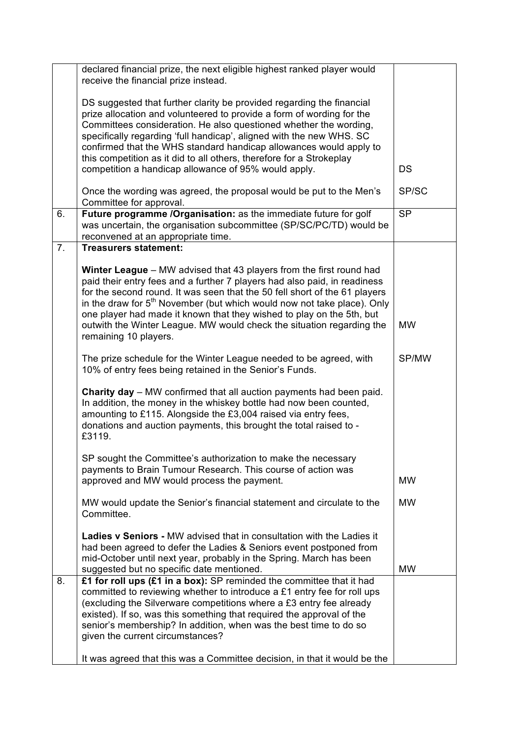|  |  |  |
| --- | --- | --- |
|  | declared financial prize, the next eligible highest ranked player would receive the financial prize instead.<br><br>DS suggested that further clarity be provided regarding the financial prize allocation and volunteered to provide a form of wording for the Committees consideration. He also questioned whether the wording, specifically regarding 'full handicap', aligned with the new WHS. SC confirmed that the WHS standard handicap allowances would apply to this competition as it did to all others, therefore for a Strokeplay competition a handicap allowance of 95% would apply.<br><br>Once the wording was agreed, the proposal would be put to the Men's Committee for approval. | <br><br><br><br><br><br><br>DS<br><br>SP/SC |
| 6. | **Future programme /Organisation:** as the immediate future for golf was uncertain, the organisation subcommittee (SP/SC/PC/TD) would be reconvened at an appropriate time. | SP |
| 7. | **Treasurers statement:**<br><br>**Winter League** – MW advised that 43 players from the first round had paid their entry fees and a further 7 players had also paid, in readiness for the second round. It was seen that the 50 fell short of the 61 players in the draw for 5th November (but which would now not take place). Only one player had made it known that they wished to play on the 5th, but outwith the Winter League. MW would check the situation regarding the remaining 10 players.<br><br>The prize schedule for the Winter League needed to be agreed, with 10% of entry fees being retained in the Senior's Funds.<br><br>**Charity day** – MW confirmed that all auction payments had been paid. In addition, the money in the whiskey bottle had now been counted, amounting to £115. Alongside the £3,004 raised via entry fees, donations and auction payments, this brought the total raised to - £3119.<br><br>SP sought the Committee's authorization to make the necessary payments to Brain Tumour Research. This course of action was approved and MW would process the payment.<br><br>MW would update the Senior's financial statement and circulate to the Committee.<br><br>**Ladies v Seniors -** MW advised that in consultation with the Ladies it had been agreed to defer the Ladies & Seniors event postponed from mid-October until next year, probably in the Spring. March has been suggested but no specific date mentioned. | <br><br><br><br><br><br><br>MW<br><br>SP/MW<br><br><br><br><br><br><br><br>MW<br><br>MW<br><br><br><br>MW |
| 8. | **£1 for roll ups (£1 in a box):** SP reminded the committee that it had committed to reviewing whether to introduce a £1 entry fee for roll ups (excluding the Silverware competitions where a £3 entry fee already existed). If so, was this something that required the approval of the senior's membership? In addition, when was the best time to do so given the current circumstances?<br><br>It was agreed that this was a Committee decision, in that it would be the |  |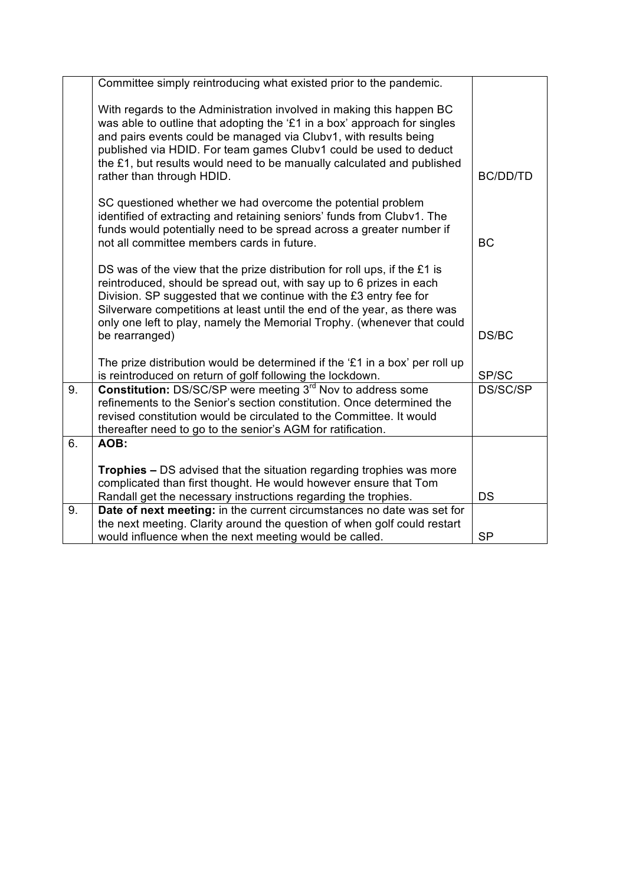| | | |
|---|---|---|
| | Committee simply reintroducing what existed prior to the pandemic.<br><br>With regards to the Administration involved in making this happen BC was able to outline that adopting the '£1 in a box' approach for singles and pairs events could be managed via Clubv1, with results being published via HDID. For team games Clubv1 could be used to deduct the £1, but results would need to be manually calculated and published rather than through HDID. | BC/DD/TD |
| | SC questioned whether we had overcome the potential problem identified of extracting and retaining seniors' funds from Clubv1. The funds would potentially need to be spread across a greater number if not all committee members cards in future. | BC |
| | DS was of the view that the prize distribution for roll ups, if the £1 is reintroduced, should be spread out, with say up to 6 prizes in each Division. SP suggested that we continue with the £3 entry fee for Silverware competitions at least until the end of the year, as there was only one left to play, namely the Memorial Trophy. (whenever that could be rearranged) | DS/BC |
| | The prize distribution would be determined if the '£1 in a box' per roll up is reintroduced on return of golf following the lockdown. | SP/SC |
| 9. | **Constitution:** DS/SC/SP were meeting 3rd Nov to address some refinements to the Senior's section constitution. Once determined the revised constitution would be circulated to the Committee. It would thereafter need to go to the senior's AGM for ratification. | DS/SC/SP |
| 6. | **AOB:**<br><br>**Trophies –** DS advised that the situation regarding trophies was more complicated than first thought. He would however ensure that Tom Randall get the necessary instructions regarding the trophies. | DS |
| 9. | **Date of next meeting:** in the current circumstances no date was set for the next meeting. Clarity around the question of when golf could restart would influence when the next meeting would be called. | SP |